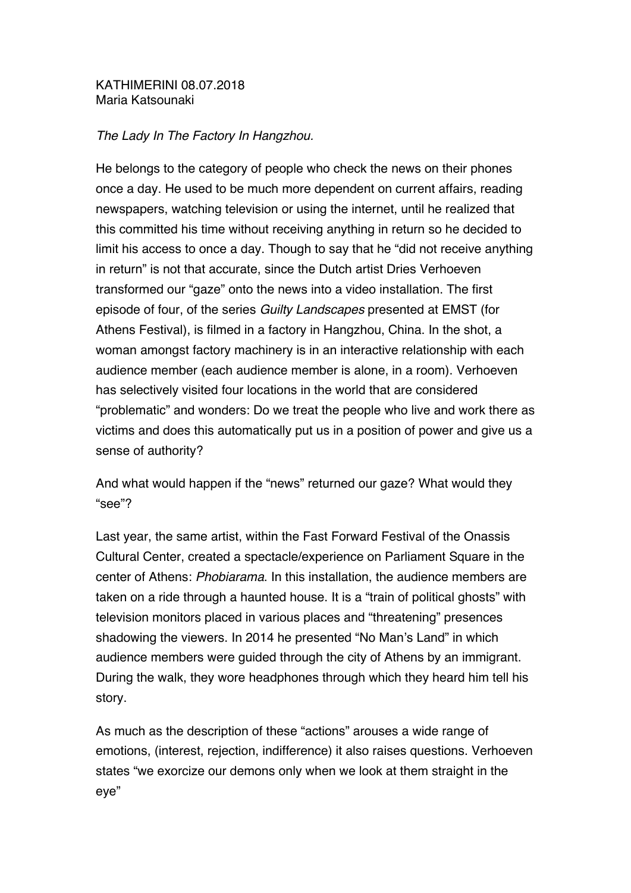KATHIMERINI 08.07.2018
Maria Katsounaki

*The Lady In The Factory In Hangzhou.*

He belongs to the category of people who check the news on their phones once a day. He used to be much more dependent on current affairs, reading newspapers, watching television or using the internet, until he realized that this committed his time without receiving anything in return so he decided to limit his access to once a day. Though to say that he "did not receive anything in return" is not that accurate, since the Dutch artist Dries Verhoeven transformed our "gaze" onto the news into a video installation. The first episode of four, of the series *Guilty Landscapes* presented at EMST (for Athens Festival), is filmed in a factory in Hangzhou, China. In the shot, a woman amongst factory machinery is in an interactive relationship with each audience member (each audience member is alone, in a room). Verhoeven has selectively visited four locations in the world that are considered "problematic" and wonders: Do we treat the people who live and work there as victims and does this automatically put us in a position of power and give us a sense of authority?

And what would happen if the "news" returned our gaze? What would they "see"?

Last year, the same artist, within the Fast Forward Festival of the Onassis Cultural Center, created a spectacle/experience on Parliament Square in the center of Athens: *Phobiarama*. In this installation, the audience members are taken on a ride through a haunted house. It is a "train of political ghosts" with television monitors placed in various places and "threatening" presences shadowing the viewers. In 2014 he presented "No Man's Land" in which audience members were guided through the city of Athens by an immigrant. During the walk, they wore headphones through which they heard him tell his story.

As much as the description of these "actions" arouses a wide range of emotions, (interest, rejection, indifference) it also raises questions. Verhoeven states "we exorcize our demons only when we look at them straight in the eye"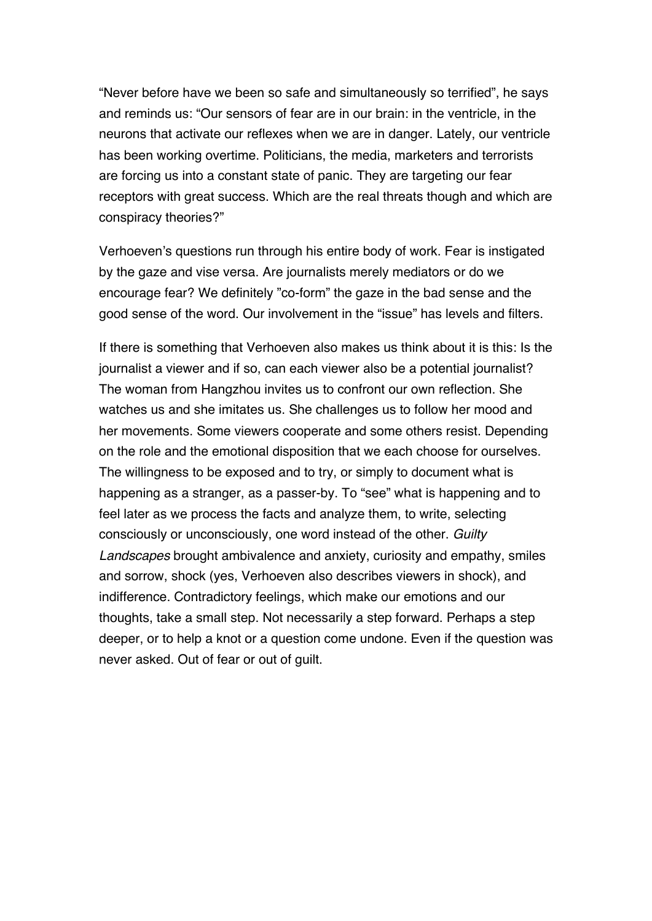"Never before have we been so safe and simultaneously so terrified", he says and reminds us: "Our sensors of fear are in our brain: in the ventricle, in the neurons that activate our reflexes when we are in danger. Lately, our ventricle has been working overtime. Politicians, the media, marketers and terrorists are forcing us into a constant state of panic. They are targeting our fear receptors with great success. Which are the real threats though and which are conspiracy theories?"

Verhoeven's questions run through his entire body of work. Fear is instigated by the gaze and vise versa. Are journalists merely mediators or do we encourage fear? We definitely "co-form" the gaze in the bad sense and the good sense of the word. Our involvement in the "issue" has levels and filters.

If there is something that Verhoeven also makes us think about it is this: Is the journalist a viewer and if so, can each viewer also be a potential journalist? The woman from Hangzhou invites us to confront our own reflection. She watches us and she imitates us. She challenges us to follow her mood and her movements. Some viewers cooperate and some others resist. Depending on the role and the emotional disposition that we each choose for ourselves. The willingness to be exposed and to try, or simply to document what is happening as a stranger, as a passer-by. To "see" what is happening and to feel later as we process the facts and analyze them, to write, selecting consciously or unconsciously, one word instead of the other. *Guilty Landscapes* brought ambivalence and anxiety, curiosity and empathy, smiles and sorrow, shock (yes, Verhoeven also describes viewers in shock), and indifference. Contradictory feelings, which make our emotions and our thoughts, take a small step. Not necessarily a step forward. Perhaps a step deeper, or to help a knot or a question come undone. Even if the question was never asked. Out of fear or out of guilt.